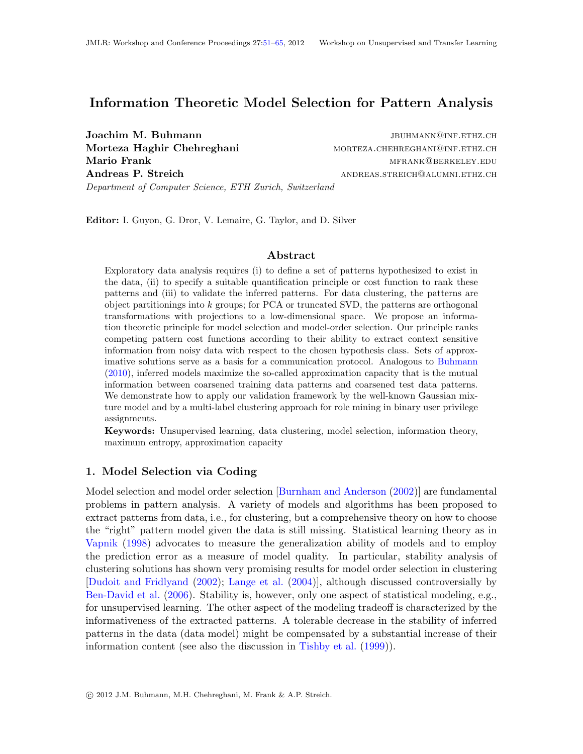# Information Theoretic Model Selection for Pattern Analysis

**Joachim M. Buhmann** JBUHMANN@INF.ETHZ.CH
**Morteza Haghir Chehreghani** MORTEZA.CHEHREGHANI@INF.ETHZ.CH
**Mario Frank** MFRANK@BERKELEY.EDU
**Andreas P. Streich** ANDREAS.STREICH@ALUMNI.ETHZ.CH

*Department of Computer Science, ETH Zurich, Switzerland*

**Editor:** I. Guyon, G. Dror, V. Lemaire, G. Taylor, and D. Silver

## Abstract

Exploratory data analysis requires (i) to define a set of patterns hypothesized to exist in the data, (ii) to specify a suitable quantification principle or cost function to rank these patterns and (iii) to validate the inferred patterns. For data clustering, the patterns are object partitionings into $k$ groups; for PCA or truncated SVD, the patterns are orthogonal transformations with projections to a low-dimensional space. We propose an information theoretic principle for model selection and model-order selection. Our principle ranks competing pattern cost functions according to their ability to extract context sensitive information from noisy data with respect to the chosen hypothesis class. Sets of approximative solutions serve as a basis for a communication protocol. Analogous to Buhmann (2010), inferred models maximize the so-called approximation capacity that is the mutual information between coarsened training data patterns and coarsened test data patterns. We demonstrate how to apply our validation framework by the well-known Gaussian mixture model and by a multi-label clustering approach for role mining in binary user privilege assignments.

**Keywords:** Unsupervised learning, data clustering, model selection, information theory, maximum entropy, approximation capacity

## 1. Model Selection via Coding

Model selection and model order selection [Burnham and Anderson (2002)] are fundamental problems in pattern analysis. A variety of models and algorithms has been proposed to extract patterns from data, i.e., for clustering, but a comprehensive theory on how to choose the "right" pattern model given the data is still missing. Statistical learning theory as in Vapnik (1998) advocates to measure the generalization ability of models and to employ the prediction error as a measure of model quality. In particular, stability analysis of clustering solutions has shown very promising results for model order selection in clustering [Dudoit and Fridlyand (2002); Lange et al. (2004)], although discussed controversially by Ben-David et al. (2006). Stability is, however, only one aspect of statistical modeling, e.g., for unsupervised learning. The other aspect of the modeling tradeoff is characterized by the informativeness of the extracted patterns. A tolerable decrease in the stability of inferred patterns in the data (data model) might be compensated by a substantial increase of their information content (see also the discussion in Tishby et al. (1999)).

© 2012 J.M. Buhmann, M.H. Chehreghani, M. Frank & A.P. Streich.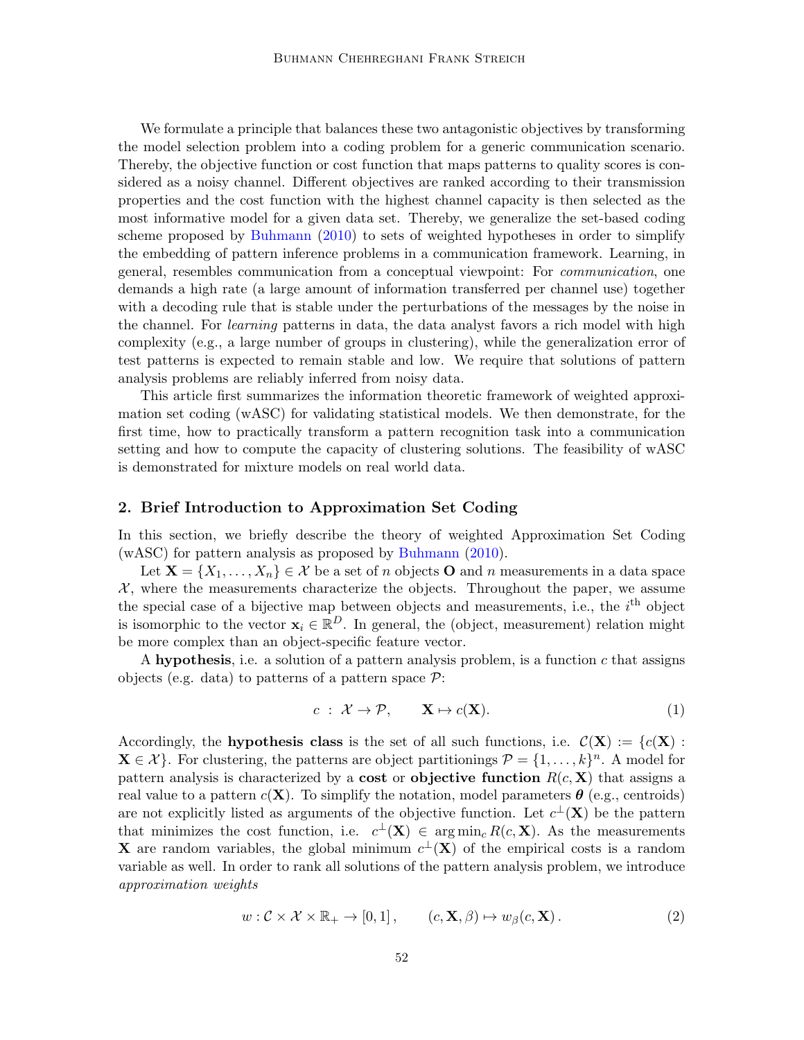We formulate a principle that balances these two antagonistic objectives by transforming the model selection problem into a coding problem for a generic communication scenario. Thereby, the objective function or cost function that maps patterns to quality scores is considered as a noisy channel. Different objectives are ranked according to their transmission properties and the cost function with the highest channel capacity is then selected as the most informative model for a given data set. Thereby, we generalize the set-based coding scheme proposed by Buhmann (2010) to sets of weighted hypotheses in order to simplify the embedding of pattern inference problems in a communication framework. Learning, in general, resembles communication from a conceptual viewpoint: For *communication*, one demands a high rate (a large amount of information transferred per channel use) together with a decoding rule that is stable under the perturbations of the messages by the noise in the channel. For *learning* patterns in data, the data analyst favors a rich model with high complexity (e.g., a large number of groups in clustering), while the generalization error of test patterns is expected to remain stable and low. We require that solutions of pattern analysis problems are reliably inferred from noisy data.

This article first summarizes the information theoretic framework of weighted approximation set coding (wASC) for validating statistical models. We then demonstrate, for the first time, how to practically transform a pattern recognition task into a communication setting and how to compute the capacity of clustering solutions. The feasibility of wASC is demonstrated for mixture models on real world data.

## 2. Brief Introduction to Approximation Set Coding

In this section, we briefly describe the theory of weighted Approximation Set Coding (wASC) for pattern analysis as proposed by Buhmann (2010).

Let $\mathbf{X} = \{X_1, \ldots, X_n\} \in \mathcal{X}$ be a set of $n$ objects $\mathbf{O}$ and $n$ measurements in a data space $\mathcal{X}$, where the measurements characterize the objects. Throughout the paper, we assume the special case of a bijective map between objects and measurements, i.e., the $i^{\text{th}}$ object is isomorphic to the vector $\mathbf{x}_i \in \mathbb{R}^D$. In general, the (object, measurement) relation might be more complex than an object-specific feature vector.

A **hypothesis**, i.e. a solution of a pattern analysis problem, is a function $c$ that assigns objects (e.g. data) to patterns of a pattern space $\mathcal{P}$:

$$c \;:\; \mathcal{X} \to \mathcal{P}, \qquad \mathbf{X} \mapsto c(\mathbf{X}). \tag{1}$$

Accordingly, the **hypothesis class** is the set of all such functions, i.e. $\mathcal{C}(\mathbf{X}) := \{c(\mathbf{X}) : \mathbf{X} \in \mathcal{X}\}$. For clustering, the patterns are object partitionings $\mathcal{P} = \{1, \ldots, k\}^n$. A model for pattern analysis is characterized by a **cost** or **objective function** $R(c, \mathbf{X})$ that assigns a real value to a pattern $c(\mathbf{X})$. To simplify the notation, model parameters $\boldsymbol{\theta}$ (e.g., centroids) are not explicitly listed as arguments of the objective function. Let $c^{\perp}(\mathbf{X})$ be the pattern that minimizes the cost function, i.e. $c^{\perp}(\mathbf{X}) \in \arg\min_c R(c, \mathbf{X})$. As the measurements $\mathbf{X}$ are random variables, the global minimum $c^{\perp}(\mathbf{X})$ of the empirical costs is a random variable as well. In order to rank all solutions of the pattern analysis problem, we introduce *approximation weights*

$$w : \mathcal{C} \times \mathcal{X} \times \mathbb{R}_+ \to [0, 1]\,, \qquad (c, \mathbf{X}, \beta) \mapsto w_\beta(c, \mathbf{X})\,. \tag{2}$$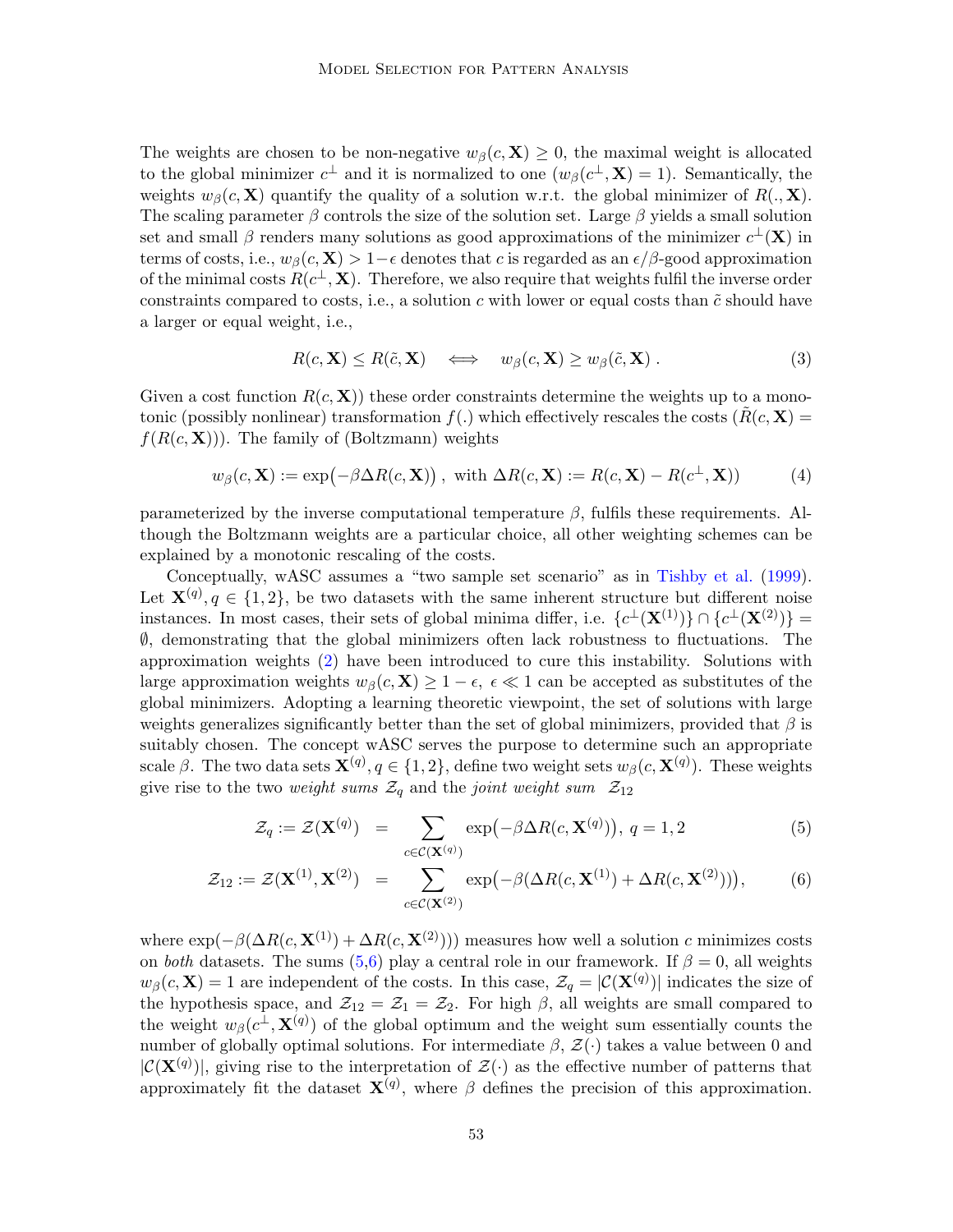The weights are chosen to be non-negative $w_\beta(c, \mathbf{X}) \geq 0$, the maximal weight is allocated to the global minimizer $c^\perp$ and it is normalized to one ($w_\beta(c^\perp, \mathbf{X}) = 1$). Semantically, the weights $w_\beta(c, \mathbf{X})$ quantify the quality of a solution w.r.t. the global minimizer of $R(., \mathbf{X})$. The scaling parameter $\beta$ controls the size of the solution set. Large $\beta$ yields a small solution set and small $\beta$ renders many solutions as good approximations of the minimizer $c^\perp(\mathbf{X})$ in terms of costs, i.e., $w_\beta(c, \mathbf{X}) > 1-\epsilon$ denotes that $c$ is regarded as an $\epsilon/\beta$-good approximation of the minimal costs $R(c^\perp, \mathbf{X})$. Therefore, we also require that weights fulfil the inverse order constraints compared to costs, i.e., a solution $c$ with lower or equal costs than $\tilde{c}$ should have a larger or equal weight, i.e.,

$$R(c, \mathbf{X}) \leq R(\tilde{c}, \mathbf{X}) \quad \Longleftrightarrow \quad w_\beta(c, \mathbf{X}) \geq w_\beta(\tilde{c}, \mathbf{X}) \,. \tag{3}$$

Given a cost function $R(c, \mathbf{X}))$ these order constraints determine the weights up to a monotonic (possibly nonlinear) transformation $f(.)$ which effectively rescales the costs ($\tilde{R}(c, \mathbf{X}) = f(R(c, \mathbf{X}))$). The family of (Boltzmann) weights

$$w_\beta(c, \mathbf{X}) := \exp\bigl(-\beta \Delta R(c, \mathbf{X})\bigr)\,, \text{ with } \Delta R(c, \mathbf{X}) := R(c, \mathbf{X}) - R(c^\perp, \mathbf{X})) \tag{4}$$

parameterized by the inverse computational temperature $\beta$, fulfils these requirements. Although the Boltzmann weights are a particular choice, all other weighting schemes can be explained by a monotonic rescaling of the costs.

Conceptually, wASC assumes a "two sample set scenario" as in Tishby et al. (1999). Let $\mathbf{X}^{(q)}, q \in \{1, 2\}$, be two datasets with the same inherent structure but different noise instances. In most cases, their sets of global minima differ, i.e. $\{c^\perp(\mathbf{X}^{(1)})\} \cap \{c^\perp(\mathbf{X}^{(2)})\} = \emptyset$, demonstrating that the global minimizers often lack robustness to fluctuations. The approximation weights (2) have been introduced to cure this instability. Solutions with large approximation weights $w_\beta(c, \mathbf{X}) \geq 1 - \epsilon,\ \epsilon \ll 1$ can be accepted as substitutes of the global minimizers. Adopting a learning theoretic viewpoint, the set of solutions with large weights generalizes significantly better than the set of global minimizers, provided that $\beta$ is suitably chosen. The concept wASC serves the purpose to determine such an appropriate scale $\beta$. The two data sets $\mathbf{X}^{(q)}, q \in \{1, 2\}$, define two weight sets $w_\beta(c, \mathbf{X}^{(q)})$. These weights give rise to the two *weight sums* $\mathcal{Z}_q$ and the *joint weight sum* $\mathcal{Z}_{12}$

$$\mathcal{Z}_q := \mathcal{Z}(\mathbf{X}^{(q)}) \;=\; \sum_{c \in \mathcal{C}(\mathbf{X}^{(q)})} \exp\bigl(-\beta \Delta R(c, \mathbf{X}^{(q)})\bigr),\ q = 1, 2 \tag{5}$$

$$\mathcal{Z}_{12} := \mathcal{Z}(\mathbf{X}^{(1)}, \mathbf{X}^{(2)}) \;=\; \sum_{c \in \mathcal{C}(\mathbf{X}^{(2)})} \exp\bigl(-\beta (\Delta R(c, \mathbf{X}^{(1)}) + \Delta R(c, \mathbf{X}^{(2)}))\bigr), \tag{6}$$

where $\exp(-\beta(\Delta R(c, \mathbf{X}^{(1)}) + \Delta R(c, \mathbf{X}^{(2)})))$ measures how well a solution $c$ minimizes costs on *both* datasets. The sums (5,6) play a central role in our framework. If $\beta = 0$, all weights $w_\beta(c, \mathbf{X}) = 1$ are independent of the costs. In this case, $\mathcal{Z}_q = |\mathcal{C}(\mathbf{X}^{(q)})|$ indicates the size of the hypothesis space, and $\mathcal{Z}_{12} = \mathcal{Z}_1 = \mathcal{Z}_2$. For high $\beta$, all weights are small compared to the weight $w_\beta(c^\perp, \mathbf{X}^{(q)})$ of the global optimum and the weight sum essentially counts the number of globally optimal solutions. For intermediate $\beta$, $\mathcal{Z}(\cdot)$ takes a value between 0 and $|\mathcal{C}(\mathbf{X}^{(q)})|$, giving rise to the interpretation of $\mathcal{Z}(\cdot)$ as the effective number of patterns that approximately fit the dataset $\mathbf{X}^{(q)}$, where $\beta$ defines the precision of this approximation.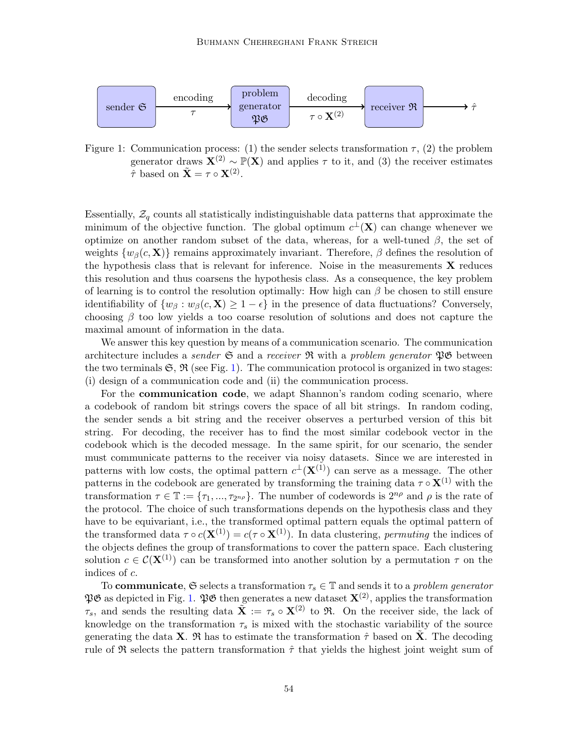Figure 1: Communication process: (1) the sender selects transformation $\tau$, (2) the problem generator draws $\mathbf{X}^{(2)} \sim \mathbb{P}(\mathbf{X})$ and applies $\tau$ to it, and (3) the receiver estimates $\hat{\tau}$ based on $\tilde{\mathbf{X}} = \tau \circ \mathbf{X}^{(2)}$.

Essentially, $\mathcal{Z}_q$ counts all statistically indistinguishable data patterns that approximate the minimum of the objective function. The global optimum $c^{\perp}(\mathbf{X})$ can change whenever we optimize on another random subset of the data, whereas, for a well-tuned $\beta$, the set of weights $\{w_\beta(c, \mathbf{X})\}$ remains approximately invariant. Therefore, $\beta$ defines the resolution of the hypothesis class that is relevant for inference. Noise in the measurements $\mathbf{X}$ reduces this resolution and thus coarsens the hypothesis class. As a consequence, the key problem of learning is to control the resolution optimally: How high can $\beta$ be chosen to still ensure identifiability of $\{w_\beta : w_\beta(c, \mathbf{X}) \geq 1 - \epsilon\}$ in the presence of data fluctuations? Conversely, choosing $\beta$ too low yields a too coarse resolution of solutions and does not capture the maximal amount of information in the data.

We answer this key question by means of a communication scenario. The communication architecture includes a *sender* $\mathfrak{S}$ and a *receiver* $\mathfrak{R}$ with a *problem generator* $\mathfrak{PG}$ between the two terminals $\mathfrak{S}$, $\mathfrak{R}$ (see Fig. 1). The communication protocol is organized in two stages: (i) design of a communication code and (ii) the communication process.

For the **communication code**, we adapt Shannon's random coding scenario, where a codebook of random bit strings covers the space of all bit strings. In random coding, the sender sends a bit string and the receiver observes a perturbed version of this bit string. For decoding, the receiver has to find the most similar codebook vector in the codebook which is the decoded message. In the same spirit, for our scenario, the sender must communicate patterns to the receiver via noisy datasets. Since we are interested in patterns with low costs, the optimal pattern $c^{\perp}(\mathbf{X}^{(1)})$ can serve as a message. The other patterns in the codebook are generated by transforming the training data $\tau \circ \mathbf{X}^{(1)}$ with the transformation $\tau \in \mathbb{T} := \{\tau_1, ..., \tau_{2^{n\rho}}\}$. The number of codewords is $2^{n\rho}$ and $\rho$ is the rate of the protocol. The choice of such transformations depends on the hypothesis class and they have to be equivariant, i.e., the transformed optimal pattern equals the optimal pattern of the transformed data $\tau \circ c(\mathbf{X}^{(1)}) = c(\tau \circ \mathbf{X}^{(1)})$. In data clustering, *permuting* the indices of the objects defines the group of transformations to cover the pattern space. Each clustering solution $c \in \mathcal{C}(\mathbf{X}^{(1)})$ can be transformed into another solution by a permutation $\tau$ on the indices of $c$.

To **communicate**, $\mathfrak{S}$ selects a transformation $\tau_s \in \mathbb{T}$ and sends it to a *problem generator* $\mathfrak{PG}$ as depicted in Fig. 1. $\mathfrak{PG}$ then generates a new dataset $\mathbf{X}^{(2)}$, applies the transformation $\tau_s$, and sends the resulting data $\tilde{\mathbf{X}} := \tau_s \circ \mathbf{X}^{(2)}$ to $\mathfrak{R}$. On the receiver side, the lack of knowledge on the transformation $\tau_s$ is mixed with the stochastic variability of the source generating the data $\mathbf{X}$. $\mathfrak{R}$ has to estimate the transformation $\hat{\tau}$ based on $\tilde{\mathbf{X}}$. The decoding rule of $\mathfrak{R}$ selects the pattern transformation $\hat{\tau}$ that yields the highest joint weight sum of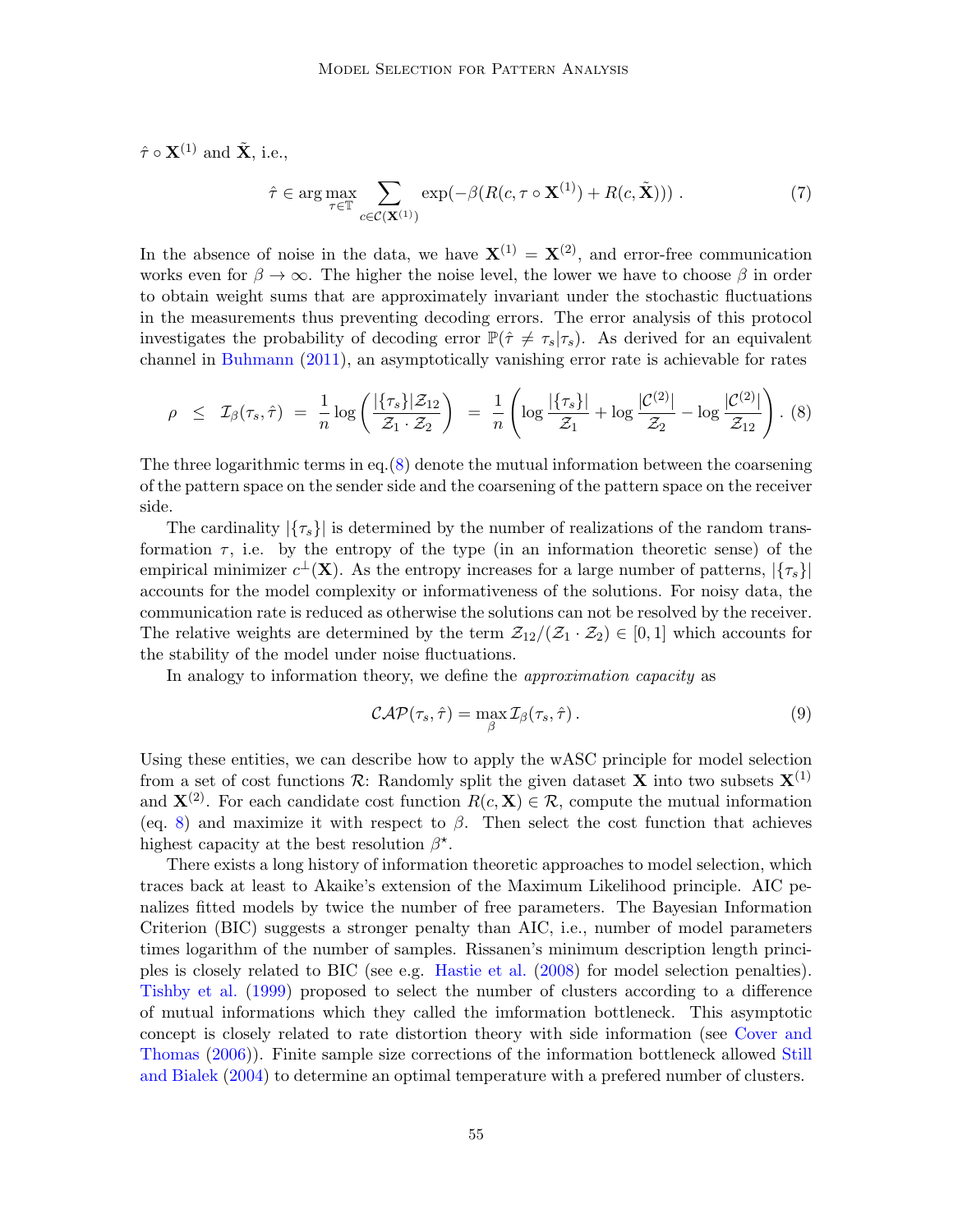$\hat{\tau} \circ \mathbf{X}^{(1)}$ and $\tilde{\mathbf{X}}$, i.e.,

$$\hat{\tau} \in \arg\max_{\tau \in \mathbb{T}} \sum_{c \in \mathcal{C}(\mathbf{X}^{(1)})} \exp(-\beta(R(c, \tau \circ \mathbf{X}^{(1)}) + R(c, \tilde{\mathbf{X}}))) \,. \tag{7}$$

In the absence of noise in the data, we have $\mathbf{X}^{(1)} = \mathbf{X}^{(2)}$, and error-free communication works even for $\beta \to \infty$. The higher the noise level, the lower we have to choose $\beta$ in order to obtain weight sums that are approximately invariant under the stochastic fluctuations in the measurements thus preventing decoding errors. The error analysis of this protocol investigates the probability of decoding error $\mathbb{P}(\hat{\tau} \neq \tau_s | \tau_s)$. As derived for an equivalent channel in Buhmann (2011), an asymptotically vanishing error rate is achievable for rates

$$\rho \;\leq\; \mathcal{I}_\beta(\tau_s, \hat{\tau}) \;=\; \frac{1}{n} \log\left(\frac{|\{\tau_s\}| \mathcal{Z}_{12}}{\mathcal{Z}_1 \cdot \mathcal{Z}_2}\right) \;=\; \frac{1}{n}\left(\log\frac{|\{\tau_s\}|}{\mathcal{Z}_1} + \log\frac{|\mathcal{C}^{(2)}|}{\mathcal{Z}_2} - \log\frac{|\mathcal{C}^{(2)}|}{\mathcal{Z}_{12}}\right). \tag{8}$$

The three logarithmic terms in eq.(8) denote the mutual information between the coarsening of the pattern space on the sender side and the coarsening of the pattern space on the receiver side.

The cardinality $|\{\tau_s\}|$ is determined by the number of realizations of the random transformation $\tau$, i.e. by the entropy of the type (in an information theoretic sense) of the empirical minimizer $c^{\perp}(\mathbf{X})$. As the entropy increases for a large number of patterns, $|\{\tau_s\}|$ accounts for the model complexity or informativeness of the solutions. For noisy data, the communication rate is reduced as otherwise the solutions can not be resolved by the receiver. The relative weights are determined by the term $\mathcal{Z}_{12}/(\mathcal{Z}_1 \cdot \mathcal{Z}_2) \in [0, 1]$ which accounts for the stability of the model under noise fluctuations.

In analogy to information theory, we define the *approximation capacity* as

$$\mathcal{CAP}(\tau_s, \hat{\tau}) = \max_\beta \mathcal{I}_\beta(\tau_s, \hat{\tau})\,. \tag{9}$$

Using these entities, we can describe how to apply the wASC principle for model selection from a set of cost functions $\mathcal{R}$: Randomly split the given dataset $\mathbf{X}$ into two subsets $\mathbf{X}^{(1)}$ and $\mathbf{X}^{(2)}$. For each candidate cost function $R(c, \mathbf{X}) \in \mathcal{R}$, compute the mutual information (eq. 8) and maximize it with respect to $\beta$. Then select the cost function that achieves highest capacity at the best resolution $\beta^\star$.

There exists a long history of information theoretic approaches to model selection, which traces back at least to Akaike's extension of the Maximum Likelihood principle. AIC penalizes fitted models by twice the number of free parameters. The Bayesian Information Criterion (BIC) suggests a stronger penalty than AIC, i.e., number of model parameters times logarithm of the number of samples. Rissanen's minimum description length principles is closely related to BIC (see e.g. Hastie et al. (2008) for model selection penalties). Tishby et al. (1999) proposed to select the number of clusters according to a difference of mutual informations which they called the imformation bottleneck. This asymptotic concept is closely related to rate distortion theory with side information (see Cover and Thomas (2006)). Finite sample size corrections of the information bottleneck allowed Still and Bialek (2004) to determine an optimal temperature with a prefered number of clusters.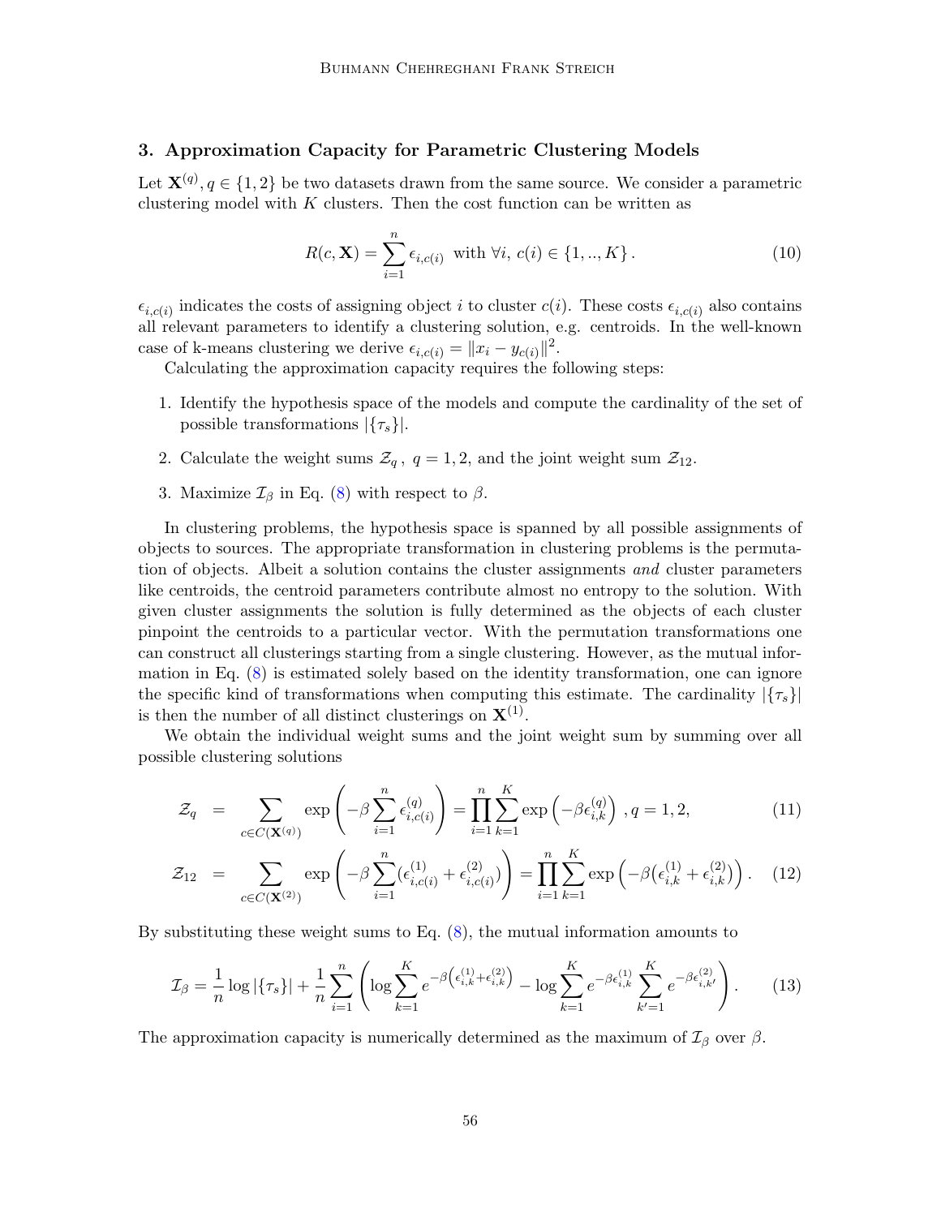## 3. Approximation Capacity for Parametric Clustering Models

Let $\mathbf{X}^{(q)}, q \in \{1,2\}$ be two datasets drawn from the same source. We consider a parametric clustering model with $K$ clusters. Then the cost function can be written as

$$R(c, \mathbf{X}) = \sum_{i=1}^{n} \epsilon_{i,c(i)} \text{ with } \forall i,\ c(i) \in \{1,..,K\}\,. \tag{10}$$

$\epsilon_{i,c(i)}$ indicates the costs of assigning object $i$ to cluster $c(i)$. These costs $\epsilon_{i,c(i)}$ also contains all relevant parameters to identify a clustering solution, e.g. centroids. In the well-known case of k-means clustering we derive $\epsilon_{i,c(i)} = \|x_i - y_{c(i)}\|^2$.

Calculating the approximation capacity requires the following steps:

1. Identify the hypothesis space of the models and compute the cardinality of the set of possible transformations $|\{\tau_s\}|$.
2. Calculate the weight sums $\mathcal{Z}_q\,,\ q = 1,2$, and the joint weight sum $\mathcal{Z}_{12}$.
3. Maximize $\mathcal{I}_\beta$ in Eq. (8) with respect to $\beta$.

In clustering problems, the hypothesis space is spanned by all possible assignments of objects to sources. The appropriate transformation in clustering problems is the permutation of objects. Albeit a solution contains the cluster assignments *and* cluster parameters like centroids, the centroid parameters contribute almost no entropy to the solution. With given cluster assignments the solution is fully determined as the objects of each cluster pinpoint the centroids to a particular vector. With the permutation transformations one can construct all clusterings starting from a single clustering. However, as the mutual information in Eq. (8) is estimated solely based on the identity transformation, one can ignore the specific kind of transformations when computing this estimate. The cardinality $|\{\tau_s\}|$ is then the number of all distinct clusterings on $\mathbf{X}^{(1)}$.

We obtain the individual weight sums and the joint weight sum by summing over all possible clustering solutions

$$\mathcal{Z}_q = \sum_{c \in C(\mathbf{X}^{(q)})} \exp\left(-\beta \sum_{i=1}^{n} \epsilon^{(q)}_{i,c(i)}\right) = \prod_{i=1}^{n} \sum_{k=1}^{K} \exp\left(-\beta \epsilon^{(q)}_{i,k}\right)\,, q = 1,2, \tag{11}$$

$$\mathcal{Z}_{12} = \sum_{c \in C(\mathbf{X}^{(2)})} \exp\left(-\beta \sum_{i=1}^{n} (\epsilon^{(1)}_{i,c(i)} + \epsilon^{(2)}_{i,c(i)})\right) = \prod_{i=1}^{n} \sum_{k=1}^{K} \exp\left(-\beta\big(\epsilon^{(1)}_{i,k} + \epsilon^{(2)}_{i,k}\big)\right). \tag{12}$$

By substituting these weight sums to Eq. (8), the mutual information amounts to

$$\mathcal{I}_\beta = \frac{1}{n} \log |\{\tau_s\}| + \frac{1}{n} \sum_{i=1}^{n} \left( \log \sum_{k=1}^{K} e^{-\beta\left(\epsilon^{(1)}_{i,k} + \epsilon^{(2)}_{i,k}\right)} - \log \sum_{k=1}^{K} e^{-\beta \epsilon^{(1)}_{i,k}} \sum_{k'=1}^{K} e^{-\beta \epsilon^{(2)}_{i,k'}} \right). \tag{13}$$

The approximation capacity is numerically determined as the maximum of $\mathcal{I}_\beta$ over $\beta$.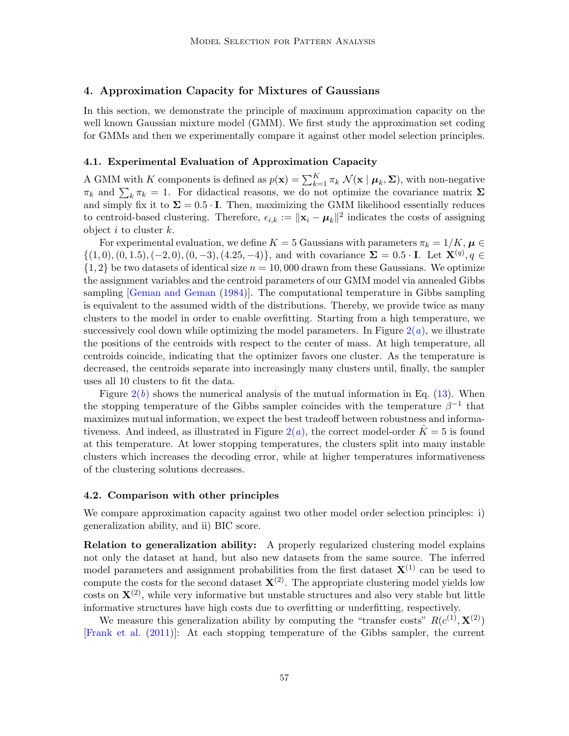## 4. Approximation Capacity for Mixtures of Gaussians

In this section, we demonstrate the principle of maximum approximation capacity on the well known Gaussian mixture model (GMM). We first study the approximation set coding for GMMs and then we experimentally compare it against other model selection principles.

### 4.1. Experimental Evaluation of Approximation Capacity

A GMM with $K$ components is defined as $p(\mathbf{x}) = \sum_{k=1}^{K} \pi_k \, \mathcal{N}(\mathbf{x} \mid \boldsymbol{\mu}_k, \boldsymbol{\Sigma})$, with non-negative $\pi_k$ and $\sum_k \pi_k = 1$. For didactical reasons, we do not optimize the covariance matrix $\boldsymbol{\Sigma}$ and simply fix it to $\boldsymbol{\Sigma} = 0.5 \cdot \mathbf{I}$. Then, maximizing the GMM likelihood essentially reduces to centroid-based clustering. Therefore, $\epsilon_{i,k} := \|\mathbf{x}_i - \boldsymbol{\mu}_k\|^2$ indicates the costs of assigning object $i$ to cluster $k$.

For experimental evaluation, we define $K = 5$ Gaussians with parameters $\pi_k = 1/K$, $\boldsymbol{\mu} \in \{(1, 0), (0, 1.5), (-2, 0), (0, -3), (4.25, -4)\}$, and with covariance $\boldsymbol{\Sigma} = 0.5 \cdot \mathbf{I}$. Let $\mathbf{X}^{(q)}, q \in \{1, 2\}$ be two datasets of identical size $n = 10,000$ drawn from these Gaussians. We optimize the assignment variables and the centroid parameters of our GMM model via annealed Gibbs sampling [Geman and Geman (1984)]. The computational temperature in Gibbs sampling is equivalent to the assumed width of the distributions. Thereby, we provide twice as many clusters to the model in order to enable overfitting. Starting from a high temperature, we successively cool down while optimizing the model parameters. In Figure 2(*a*), we illustrate the positions of the centroids with respect to the center of mass. At high temperature, all centroids coincide, indicating that the optimizer favors one cluster. As the temperature is decreased, the centroids separate into increasingly many clusters until, finally, the sampler uses all 10 clusters to fit the data.

Figure 2(*b*) shows the numerical analysis of the mutual information in Eq. (13). When the stopping temperature of the Gibbs sampler coincides with the temperature $\beta^{-1}$ that maximizes mutual information, we expect the best tradeoff between robustness and informativeness. And indeed, as illustrated in Figure 2(*a*), the correct model-order $\hat{K} = 5$ is found at this temperature. At lower stopping temperatures, the clusters split into many instable clusters which increases the decoding error, while at higher temperatures informativeness of the clustering solutions decreases.

### 4.2. Comparison with other principles

We compare approximation capacity against two other model order selection principles: i) generalization ability, and ii) BIC score.

**Relation to generalization ability:** A properly regularized clustering model explains not only the dataset at hand, but also new datasets from the same source. The inferred model parameters and assignment probabilities from the first dataset $\mathbf{X}^{(1)}$ can be used to compute the costs for the second dataset $\mathbf{X}^{(2)}$. The appropriate clustering model yields low costs on $\mathbf{X}^{(2)}$, while very informative but unstable structures and also very stable but little informative structures have high costs due to overfitting or underfitting, respectively.

We measure this generalization ability by computing the "transfer costs" $R(c^{(1)}, \mathbf{X}^{(2)})$ [Frank et al. (2011)]: At each stopping temperature of the Gibbs sampler, the current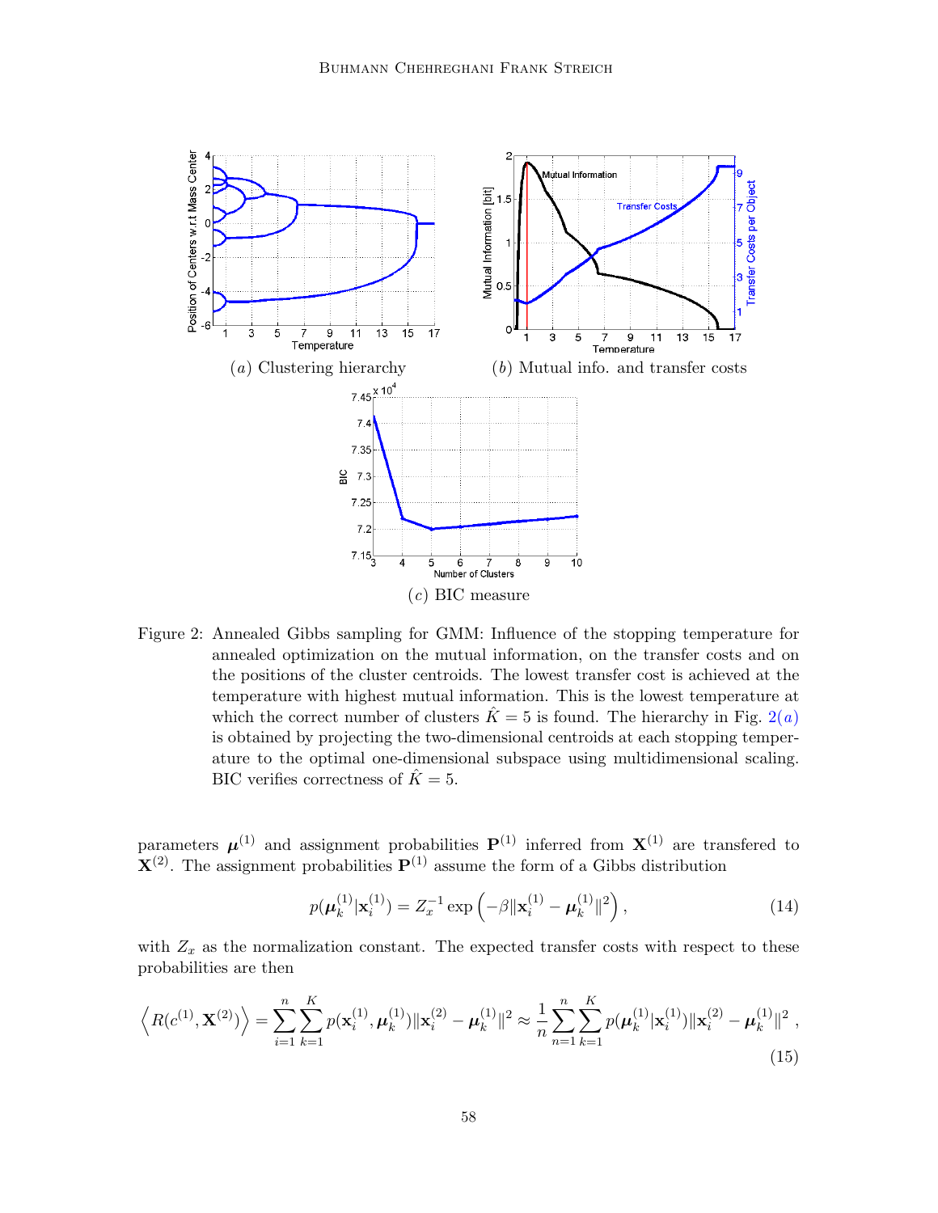Figure 2: Annealed Gibbs sampling for GMM: Influence of the stopping temperature for annealed optimization on the mutual information, on the transfer costs and on the positions of the cluster centroids. The lowest transfer cost is achieved at the temperature with highest mutual information. This is the lowest temperature at which the correct number of clusters $\hat{K} = 5$ is found. The hierarchy in Fig. 2(a) is obtained by projecting the two-dimensional centroids at each stopping temperature to the optimal one-dimensional subspace using multidimensional scaling. BIC verifies correctness of $\hat{K} = 5$.

(a) Clustering hierarchy

(b) Mutual info. and transfer costs

(c) BIC measure

parameters $\boldsymbol{\mu}^{(1)}$ and assignment probabilities $\mathbf{P}^{(1)}$ inferred from $\mathbf{X}^{(1)}$ are transfered to $\mathbf{X}^{(2)}$. The assignment probabilities $\mathbf{P}^{(1)}$ assume the form of a Gibbs distribution

$$p(\boldsymbol{\mu}_k^{(1)}|\mathbf{x}_i^{(1)}) = Z_x^{-1} \exp\left(-\beta \|\mathbf{x}_i^{(1)} - \boldsymbol{\mu}_k^{(1)}\|^2\right), \tag{14}$$

with $Z_x$ as the normalization constant. The expected transfer costs with respect to these probabilities are then

$$\left\langle R(c^{(1)}, \mathbf{X}^{(2)}) \right\rangle = \sum_{i=1}^{n} \sum_{k=1}^{K} p(\mathbf{x}_i^{(1)}, \boldsymbol{\mu}_k^{(1)}) \|\mathbf{x}_i^{(2)} - \boldsymbol{\mu}_k^{(1)}\|^2 \approx \frac{1}{n} \sum_{n=1}^{n} \sum_{k=1}^{K} p(\boldsymbol{\mu}_k^{(1)}|\mathbf{x}_i^{(1)}) \|\mathbf{x}_i^{(2)} - \boldsymbol{\mu}_k^{(1)}\|^2 , \tag{15}$$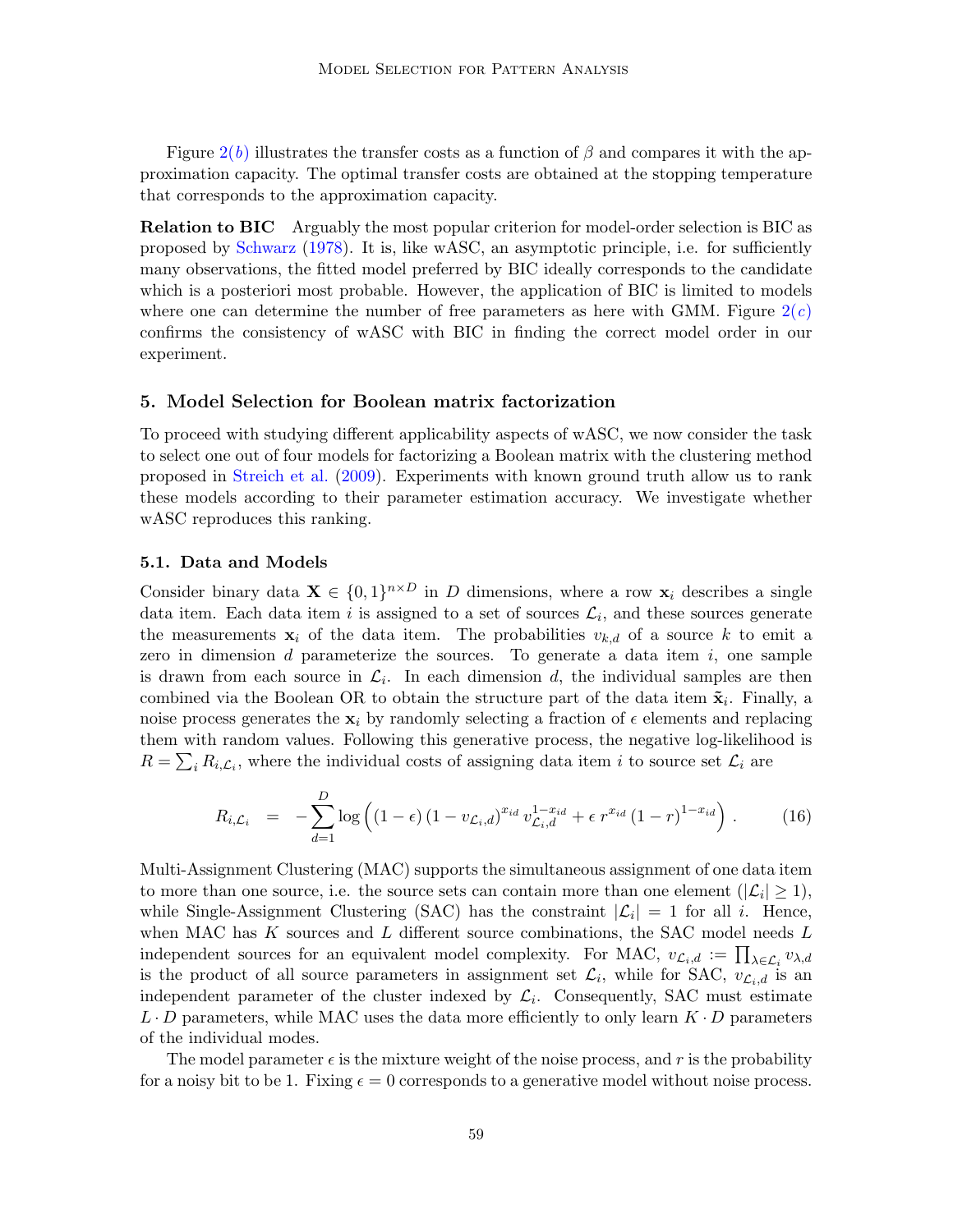Figure 2(*b*) illustrates the transfer costs as a function of $\beta$ and compares it with the approximation capacity. The optimal transfer costs are obtained at the stopping temperature that corresponds to the approximation capacity.

**Relation to BIC** Arguably the most popular criterion for model-order selection is BIC as proposed by Schwarz (1978). It is, like wASC, an asymptotic principle, i.e. for sufficiently many observations, the fitted model preferred by BIC ideally corresponds to the candidate which is a posteriori most probable. However, the application of BIC is limited to models where one can determine the number of free parameters as here with GMM. Figure 2(*c*) confirms the consistency of wASC with BIC in finding the correct model order in our experiment.

## 5. Model Selection for Boolean matrix factorization

To proceed with studying different applicability aspects of wASC, we now consider the task to select one out of four models for factorizing a Boolean matrix with the clustering method proposed in Streich et al. (2009). Experiments with known ground truth allow us to rank these models according to their parameter estimation accuracy. We investigate whether wASC reproduces this ranking.

### 5.1. Data and Models

Consider binary data $\mathbf{X} \in \{0,1\}^{n \times D}$ in $D$ dimensions, where a row $\mathbf{x}_i$ describes a single data item. Each data item $i$ is assigned to a set of sources $\mathcal{L}_i$, and these sources generate the measurements $\mathbf{x}_i$ of the data item. The probabilities $v_{k,d}$ of a source $k$ to emit a zero in dimension $d$ parameterize the sources. To generate a data item $i$, one sample is drawn from each source in $\mathcal{L}_i$. In each dimension $d$, the individual samples are then combined via the Boolean OR to obtain the structure part of the data item $\tilde{\mathbf{x}}_i$. Finally, a noise process generates the $\mathbf{x}_i$ by randomly selecting a fraction of $\epsilon$ elements and replacing them with random values. Following this generative process, the negative log-likelihood is $R = \sum_i R_{i,\mathcal{L}_i}$, where the individual costs of assigning data item $i$ to source set $\mathcal{L}_i$ are

$$R_{i,\mathcal{L}_i} \;=\; -\sum_{d=1}^{D} \log\left( (1-\epsilon)\,(1-v_{\mathcal{L}_i,d})^{x_{id}}\, v_{\mathcal{L}_i,d}^{1-x_{id}} + \epsilon\, r^{x_{id}}\,(1-r)^{1-x_{id}} \right). \tag{16}$$

Multi-Assignment Clustering (MAC) supports the simultaneous assignment of one data item to more than one source, i.e. the source sets can contain more than one element ($|\mathcal{L}_i| \geq 1$), while Single-Assignment Clustering (SAC) has the constraint $|\mathcal{L}_i| = 1$ for all $i$. Hence, when MAC has $K$ sources and $L$ different source combinations, the SAC model needs $L$ independent sources for an equivalent model complexity. For MAC, $v_{\mathcal{L}_i,d} := \prod_{\lambda \in \mathcal{L}_i} v_{\lambda,d}$ is the product of all source parameters in assignment set $\mathcal{L}_i$, while for SAC, $v_{\mathcal{L}_i,d}$ is an independent parameter of the cluster indexed by $\mathcal{L}_i$. Consequently, SAC must estimate $L \cdot D$ parameters, while MAC uses the data more efficiently to only learn $K \cdot D$ parameters of the individual modes.

The model parameter $\epsilon$ is the mixture weight of the noise process, and $r$ is the probability for a noisy bit to be 1. Fixing $\epsilon = 0$ corresponds to a generative model without noise process.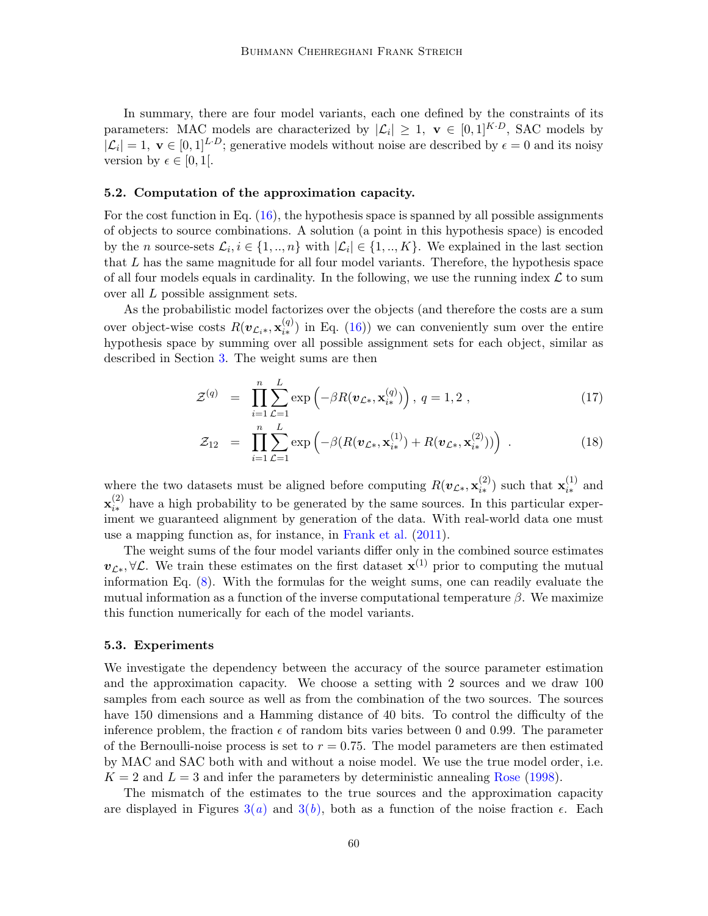In summary, there are four model variants, each one defined by the constraints of its parameters: MAC models are characterized by $|\mathcal{L}_i| \geq 1,\ \mathbf{v} \in [0,1]^{K \cdot D}$, SAC models by $|\mathcal{L}_i| = 1,\ \mathbf{v} \in [0,1]^{L \cdot D}$; generative models without noise are described by $\epsilon = 0$ and its noisy version by $\epsilon \in [0, 1[$.

### 5.2. Computation of the approximation capacity.

For the cost function in Eq. (16), the hypothesis space is spanned by all possible assignments of objects to source combinations. A solution (a point in this hypothesis space) is encoded by the $n$ source-sets $\mathcal{L}_i, i \in \{1, .., n\}$ with $|\mathcal{L}_i| \in \{1, .., K\}$. We explained in the last section that $L$ has the same magnitude for all four model variants. Therefore, the hypothesis space of all four models equals in cardinality. In the following, we use the running index $\mathcal{L}$ to sum over all $L$ possible assignment sets.

As the probabilistic model factorizes over the objects (and therefore the costs are a sum over object-wise costs $R(\boldsymbol{v}_{\mathcal{L}_i *}, \mathbf{x}^{(q)}_{i*})$ in Eq. (16)) we can conveniently sum over the entire hypothesis space by summing over all possible assignment sets for each object, similar as described in Section 3. The weight sums are then

$$
\mathcal{Z}^{(q)} = \prod_{i=1}^{n} \sum_{\mathcal{L}=1}^{L} \exp\left(-\beta R(\boldsymbol{v}_{\mathcal{L}*}, \mathbf{x}^{(q)}_{i*})\right),\ q = 1, 2\ , \tag{17}
$$

$$
\mathcal{Z}_{12} = \prod_{i=1}^{n} \sum_{\mathcal{L}=1}^{L} \exp\left(-\beta (R(\boldsymbol{v}_{\mathcal{L}*}, \mathbf{x}^{(1)}_{i*}) + R(\boldsymbol{v}_{\mathcal{L}*}, \mathbf{x}^{(2)}_{i*}))\right)\ . \tag{18}
$$

where the two datasets must be aligned before computing $R(\boldsymbol{v}_{\mathcal{L}*}, \mathbf{x}^{(2)}_{i*})$ such that $\mathbf{x}^{(1)}_{i*}$ and $\mathbf{x}^{(2)}_{i*}$ have a high probability to be generated by the same sources. In this particular experiment we guaranteed alignment by generation of the data. With real-world data one must use a mapping function as, for instance, in Frank et al. (2011).

The weight sums of the four model variants differ only in the combined source estimates $\boldsymbol{v}_{\mathcal{L}*}, \forall \mathcal{L}$. We train these estimates on the first dataset $\mathbf{x}^{(1)}$ prior to computing the mutual information Eq. (8). With the formulas for the weight sums, one can readily evaluate the mutual information as a function of the inverse computational temperature $\beta$. We maximize this function numerically for each of the model variants.

### 5.3. Experiments

We investigate the dependency between the accuracy of the source parameter estimation and the approximation capacity. We choose a setting with 2 sources and we draw 100 samples from each source as well as from the combination of the two sources. The sources have 150 dimensions and a Hamming distance of 40 bits. To control the difficulty of the inference problem, the fraction $\epsilon$ of random bits varies between 0 and 0.99. The parameter of the Bernoulli-noise process is set to $r = 0.75$. The model parameters are then estimated by MAC and SAC both with and without a noise model. We use the true model order, i.e. $K = 2$ and $L = 3$ and infer the parameters by deterministic annealing Rose (1998).

The mismatch of the estimates to the true sources and the approximation capacity are displayed in Figures 3(*a*) and 3(*b*), both as a function of the noise fraction $\epsilon$. Each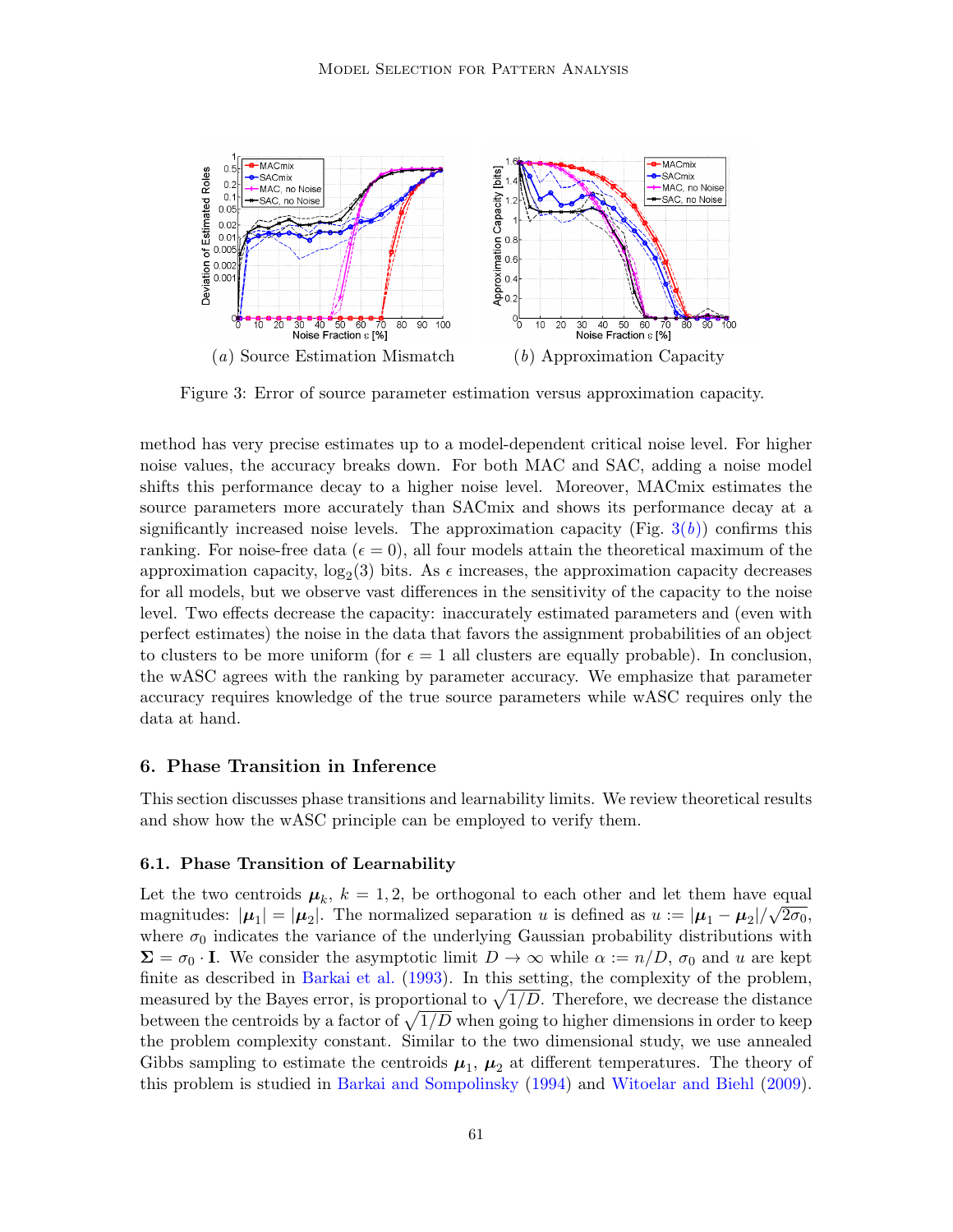(a) Source Estimation Mismatch (b) Approximation Capacity

Figure 3: Error of source parameter estimation versus approximation capacity.

method has very precise estimates up to a model-dependent critical noise level. For higher noise values, the accuracy breaks down. For both MAC and SAC, adding a noise model shifts this performance decay to a higher noise level. Moreover, MACmix estimates the source parameters more accurately than SACmix and shows its performance decay at a significantly increased noise levels. The approximation capacity (Fig. 3(b)) confirms this ranking. For noise-free data ($\epsilon = 0$), all four models attain the theoretical maximum of the approximation capacity, $\log_2(3)$ bits. As $\epsilon$ increases, the approximation capacity decreases for all models, but we observe vast differences in the sensitivity of the capacity to the noise level. Two effects decrease the capacity: inaccurately estimated parameters and (even with perfect estimates) the noise in the data that favors the assignment probabilities of an object to clusters to be more uniform (for $\epsilon = 1$ all clusters are equally probable). In conclusion, the wASC agrees with the ranking by parameter accuracy. We emphasize that parameter accuracy requires knowledge of the true source parameters while wASC requires only the data at hand.

## 6. Phase Transition in Inference

This section discusses phase transitions and learnability limits. We review theoretical results and show how the wASC principle can be employed to verify them.

### 6.1. Phase Transition of Learnability

Let the two centroids $\boldsymbol{\mu}_k$, $k = 1, 2$, be orthogonal to each other and let them have equal magnitudes: $|\boldsymbol{\mu}_1| = |\boldsymbol{\mu}_2|$. The normalized separation $u$ is defined as $u := |\boldsymbol{\mu}_1 - \boldsymbol{\mu}_2| / \sqrt{2\sigma_0}$, where $\sigma_0$ indicates the variance of the underlying Gaussian probability distributions with $\boldsymbol{\Sigma} = \sigma_0 \cdot \mathbf{I}$. We consider the asymptotic limit $D \to \infty$ while $\alpha := n/D$, $\sigma_0$ and $u$ are kept finite as described in Barkai et al. (1993). In this setting, the complexity of the problem, measured by the Bayes error, is proportional to $\sqrt{1/D}$. Therefore, we decrease the distance between the centroids by a factor of $\sqrt{1/D}$ when going to higher dimensions in order to keep the problem complexity constant. Similar to the two dimensional study, we use annealed Gibbs sampling to estimate the centroids $\boldsymbol{\mu}_1$, $\boldsymbol{\mu}_2$ at different temperatures. The theory of this problem is studied in Barkai and Sompolinsky (1994) and Witoelar and Biehl (2009).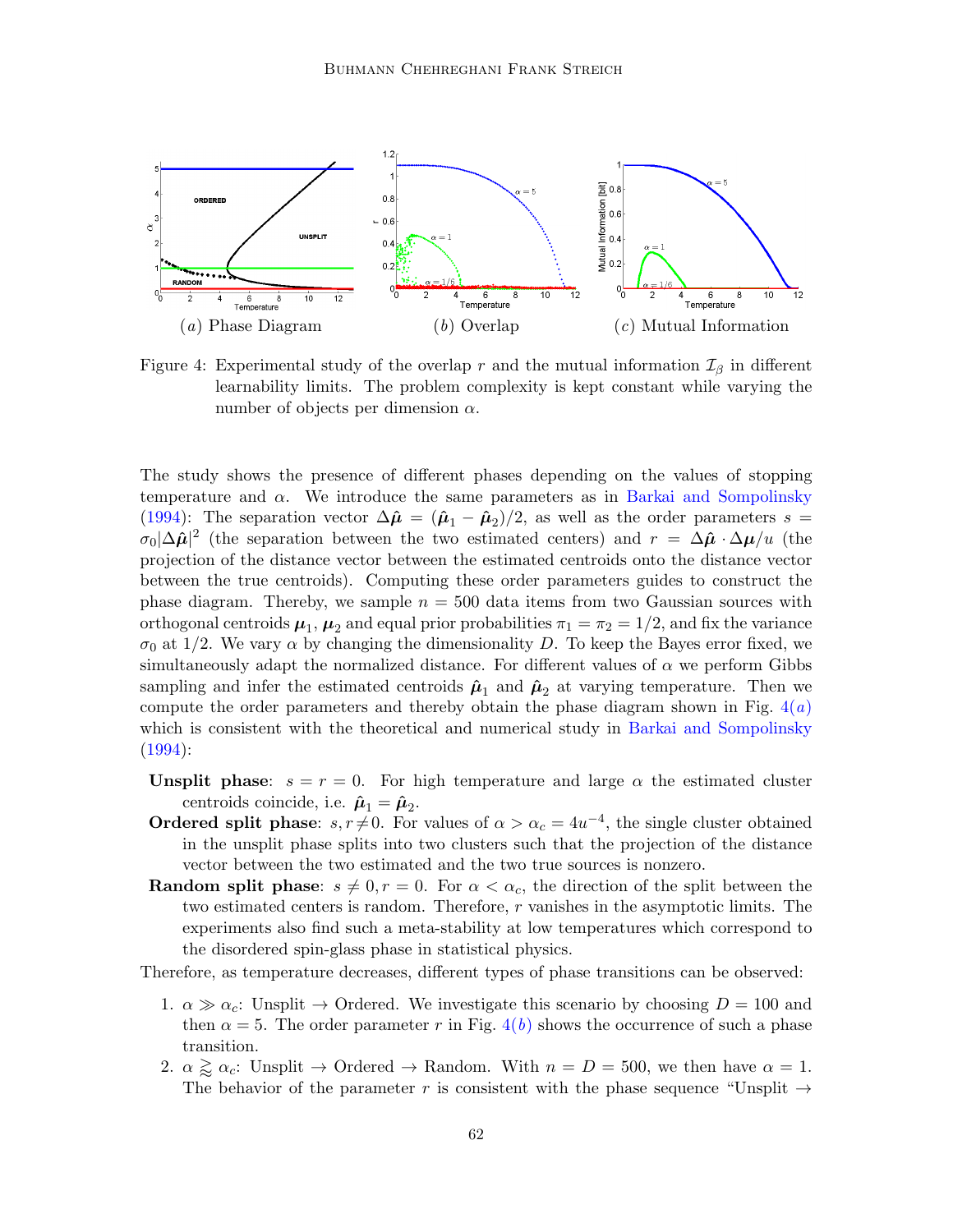(a) Phase Diagram (b) Overlap (c) Mutual Information

Figure 4: Experimental study of the overlap $r$ and the mutual information $\mathcal{I}_\beta$ in different learnability limits. The problem complexity is kept constant while varying the number of objects per dimension $\alpha$.

The study shows the presence of different phases depending on the values of stopping temperature and $\alpha$. We introduce the same parameters as in Barkai and Sompolinsky (1994): The separation vector $\Delta\hat{\boldsymbol{\mu}} = (\hat{\boldsymbol{\mu}}_1 - \hat{\boldsymbol{\mu}}_2)/2$, as well as the order parameters $s = \sigma_0|\Delta\hat{\boldsymbol{\mu}}|^2$ (the separation between the two estimated centers) and $r = \Delta\hat{\boldsymbol{\mu}} \cdot \Delta\boldsymbol{\mu}/u$ (the projection of the distance vector between the estimated centroids onto the distance vector between the true centroids). Computing these order parameters guides to construct the phase diagram. Thereby, we sample $n = 500$ data items from two Gaussian sources with orthogonal centroids $\boldsymbol{\mu}_1$, $\boldsymbol{\mu}_2$ and equal prior probabilities $\pi_1 = \pi_2 = 1/2$, and fix the variance $\sigma_0$ at $1/2$. We vary $\alpha$ by changing the dimensionality $D$. To keep the Bayes error fixed, we simultaneously adapt the normalized distance. For different values of $\alpha$ we perform Gibbs sampling and infer the estimated centroids $\hat{\boldsymbol{\mu}}_1$ and $\hat{\boldsymbol{\mu}}_2$ at varying temperature. Then we compute the order parameters and thereby obtain the phase diagram shown in Fig. 4(a) which is consistent with the theoretical and numerical study in Barkai and Sompolinsky (1994):

- **Unsplit phase**: $s = r = 0$. For high temperature and large $\alpha$ the estimated cluster centroids coincide, i.e. $\hat{\boldsymbol{\mu}}_1 = \hat{\boldsymbol{\mu}}_2$.
- **Ordered split phase**: $s, r \neq 0$. For values of $\alpha > \alpha_c = 4u^{-4}$, the single cluster obtained in the unsplit phase splits into two clusters such that the projection of the distance vector between the two estimated and the two true sources is nonzero.
- **Random split phase**: $s \neq 0, r = 0$. For $\alpha < \alpha_c$, the direction of the split between the two estimated centers is random. Therefore, $r$ vanishes in the asymptotic limits. The experiments also find such a meta-stability at low temperatures which correspond to the disordered spin-glass phase in statistical physics.

Therefore, as temperature decreases, different types of phase transitions can be observed:

1. $\alpha \gg \alpha_c$: Unsplit $\rightarrow$ Ordered. We investigate this scenario by choosing $D = 100$ and then $\alpha = 5$. The order parameter $r$ in Fig. 4(b) shows the occurrence of such a phase transition.
2. $\alpha \gtrapprox \alpha_c$: Unsplit $\rightarrow$ Ordered $\rightarrow$ Random. With $n = D = 500$, we then have $\alpha = 1$. The behavior of the parameter $r$ is consistent with the phase sequence "Unsplit $\rightarrow$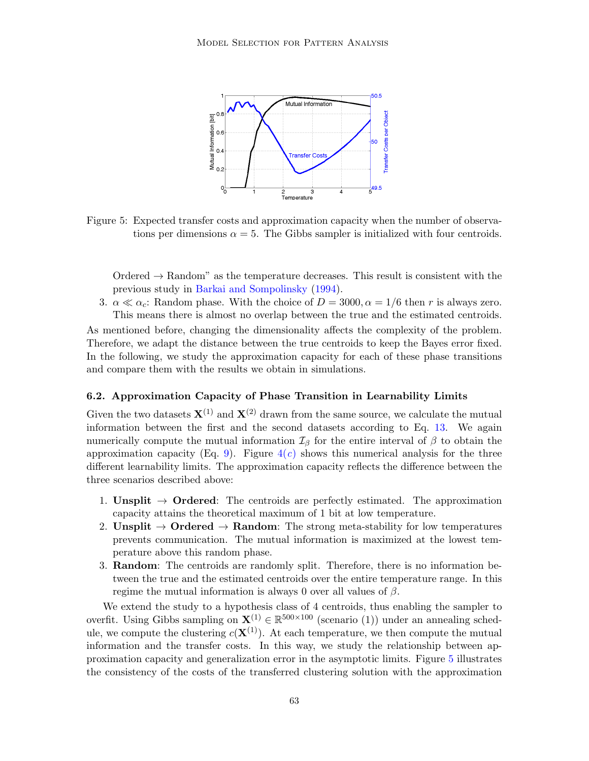Figure 5: Expected transfer costs and approximation capacity when the number of observations per dimensions $\alpha = 5$. The Gibbs sampler is initialized with four centroids.

Ordered → Random" as the temperature decreases. This result is consistent with the previous study in Barkai and Sompolinsky (1994).

3. $\alpha \ll \alpha_c$: Random phase. With the choice of $D = 3000, \alpha = 1/6$ then $r$ is always zero. This means there is almost no overlap between the true and the estimated centroids.

As mentioned before, changing the dimensionality affects the complexity of the problem. Therefore, we adapt the distance between the true centroids to keep the Bayes error fixed. In the following, we study the approximation capacity for each of these phase transitions and compare them with the results we obtain in simulations.

### 6.2. Approximation Capacity of Phase Transition in Learnability Limits

Given the two datasets $\mathbf{X}^{(1)}$ and $\mathbf{X}^{(2)}$ drawn from the same source, we calculate the mutual information between the first and the second datasets according to Eq. 13. We again numerically compute the mutual information $\mathcal{I}_\beta$ for the entire interval of $\beta$ to obtain the approximation capacity (Eq. 9). Figure 4(c) shows this numerical analysis for the three different learnability limits. The approximation capacity reflects the difference between the three scenarios described above:

1. **Unsplit → Ordered**: The centroids are perfectly estimated. The approximation capacity attains the theoretical maximum of 1 bit at low temperature.
2. **Unsplit → Ordered → Random**: The strong meta-stability for low temperatures prevents communication. The mutual information is maximized at the lowest temperature above this random phase.
3. **Random**: The centroids are randomly split. Therefore, there is no information between the true and the estimated centroids over the entire temperature range. In this regime the mutual information is always 0 over all values of $\beta$.

We extend the study to a hypothesis class of 4 centroids, thus enabling the sampler to overfit. Using Gibbs sampling on $\mathbf{X}^{(1)} \in \mathbb{R}^{500 \times 100}$ (scenario (1)) under an annealing schedule, we compute the clustering $c(\mathbf{X}^{(1)})$. At each temperature, we then compute the mutual information and the transfer costs. In this way, we study the relationship between approximation capacity and generalization error in the asymptotic limits. Figure 5 illustrates the consistency of the costs of the transferred clustering solution with the approximation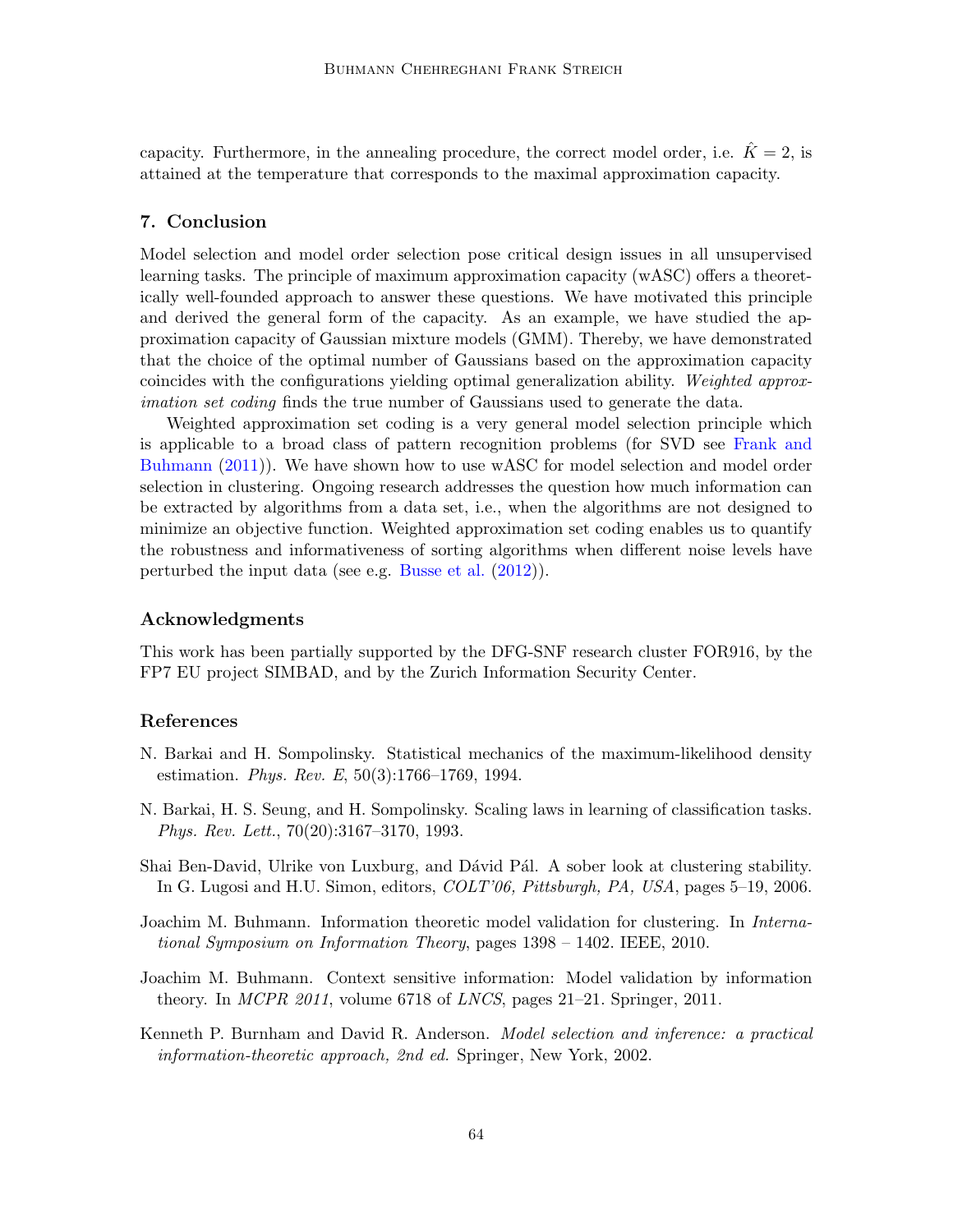capacity. Furthermore, in the annealing procedure, the correct model order, i.e. $\hat{K} = 2$, is attained at the temperature that corresponds to the maximal approximation capacity.

## 7. Conclusion

Model selection and model order selection pose critical design issues in all unsupervised learning tasks. The principle of maximum approximation capacity (wASC) offers a theoretically well-founded approach to answer these questions. We have motivated this principle and derived the general form of the capacity. As an example, we have studied the approximation capacity of Gaussian mixture models (GMM). Thereby, we have demonstrated that the choice of the optimal number of Gaussians based on the approximation capacity coincides with the configurations yielding optimal generalization ability. *Weighted approximation set coding* finds the true number of Gaussians used to generate the data.

Weighted approximation set coding is a very general model selection principle which is applicable to a broad class of pattern recognition problems (for SVD see Frank and Buhmann (2011)). We have shown how to use wASC for model selection and model order selection in clustering. Ongoing research addresses the question how much information can be extracted by algorithms from a data set, i.e., when the algorithms are not designed to minimize an objective function. Weighted approximation set coding enables us to quantify the robustness and informativeness of sorting algorithms when different noise levels have perturbed the input data (see e.g. Busse et al. (2012)).

## Acknowledgments

This work has been partially supported by the DFG-SNF research cluster FOR916, by the FP7 EU project SIMBAD, and by the Zurich Information Security Center.

## References

N. Barkai and H. Sompolinsky. Statistical mechanics of the maximum-likelihood density estimation. *Phys. Rev. E*, 50(3):1766–1769, 1994.

N. Barkai, H. S. Seung, and H. Sompolinsky. Scaling laws in learning of classification tasks. *Phys. Rev. Lett.*, 70(20):3167–3170, 1993.

Shai Ben-David, Ulrike von Luxburg, and Dávid Pál. A sober look at clustering stability. In G. Lugosi and H.U. Simon, editors, *COLT'06, Pittsburgh, PA, USA*, pages 5–19, 2006.

Joachim M. Buhmann. Information theoretic model validation for clustering. In *International Symposium on Information Theory*, pages 1398 – 1402. IEEE, 2010.

Joachim M. Buhmann. Context sensitive information: Model validation by information theory. In *MCPR 2011*, volume 6718 of *LNCS*, pages 21–21. Springer, 2011.

Kenneth P. Burnham and David R. Anderson. *Model selection and inference: a practical information-theoretic approach, 2nd ed.* Springer, New York, 2002.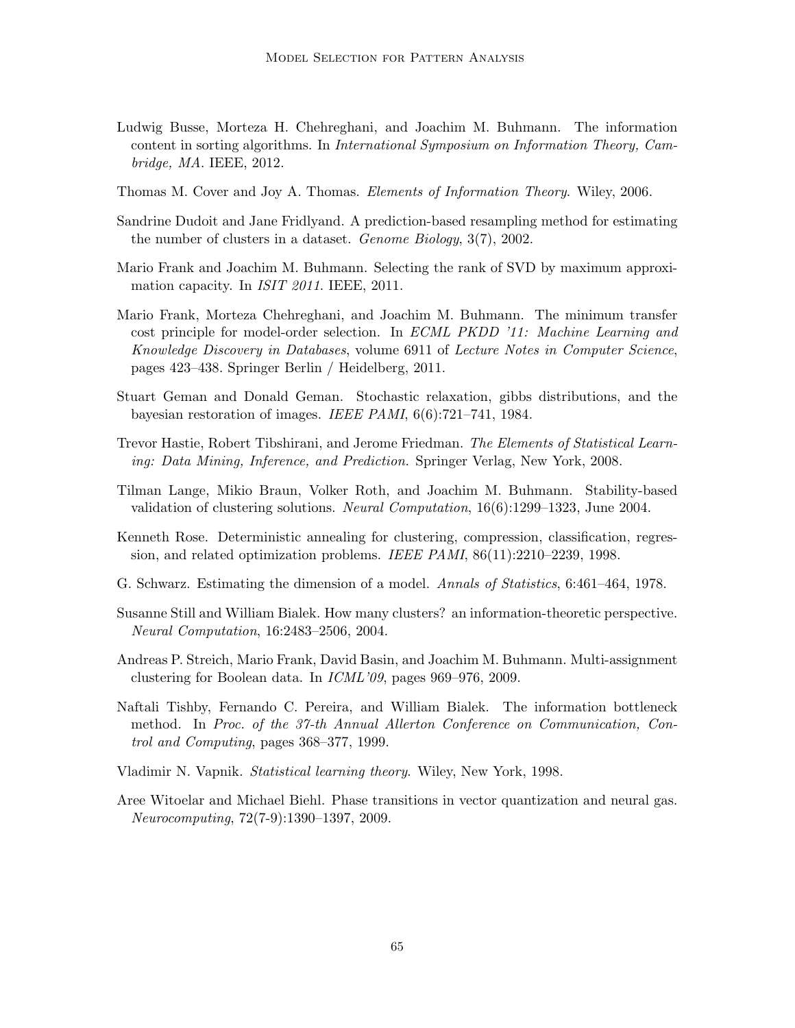Ludwig Busse, Morteza H. Chehreghani, and Joachim M. Buhmann. The information content in sorting algorithms. In *International Symposium on Information Theory, Cambridge, MA*. IEEE, 2012.

Thomas M. Cover and Joy A. Thomas. *Elements of Information Theory*. Wiley, 2006.

Sandrine Dudoit and Jane Fridlyand. A prediction-based resampling method for estimating the number of clusters in a dataset. *Genome Biology*, 3(7), 2002.

Mario Frank and Joachim M. Buhmann. Selecting the rank of SVD by maximum approximation capacity. In *ISIT 2011*. IEEE, 2011.

Mario Frank, Morteza Chehreghani, and Joachim M. Buhmann. The minimum transfer cost principle for model-order selection. In *ECML PKDD '11: Machine Learning and Knowledge Discovery in Databases*, volume 6911 of *Lecture Notes in Computer Science*, pages 423–438. Springer Berlin / Heidelberg, 2011.

Stuart Geman and Donald Geman. Stochastic relaxation, gibbs distributions, and the bayesian restoration of images. *IEEE PAMI*, 6(6):721–741, 1984.

Trevor Hastie, Robert Tibshirani, and Jerome Friedman. *The Elements of Statistical Learning: Data Mining, Inference, and Prediction.* Springer Verlag, New York, 2008.

Tilman Lange, Mikio Braun, Volker Roth, and Joachim M. Buhmann. Stability-based validation of clustering solutions. *Neural Computation*, 16(6):1299–1323, June 2004.

Kenneth Rose. Deterministic annealing for clustering, compression, classification, regression, and related optimization problems. *IEEE PAMI*, 86(11):2210–2239, 1998.

G. Schwarz. Estimating the dimension of a model. *Annals of Statistics*, 6:461–464, 1978.

Susanne Still and William Bialek. How many clusters? an information-theoretic perspective. *Neural Computation*, 16:2483–2506, 2004.

Andreas P. Streich, Mario Frank, David Basin, and Joachim M. Buhmann. Multi-assignment clustering for Boolean data. In *ICML'09*, pages 969–976, 2009.

Naftali Tishby, Fernando C. Pereira, and William Bialek. The information bottleneck method. In *Proc. of the 37-th Annual Allerton Conference on Communication, Control and Computing*, pages 368–377, 1999.

Vladimir N. Vapnik. *Statistical learning theory*. Wiley, New York, 1998.

Aree Witoelar and Michael Biehl. Phase transitions in vector quantization and neural gas. *Neurocomputing*, 72(7-9):1390–1397, 2009.